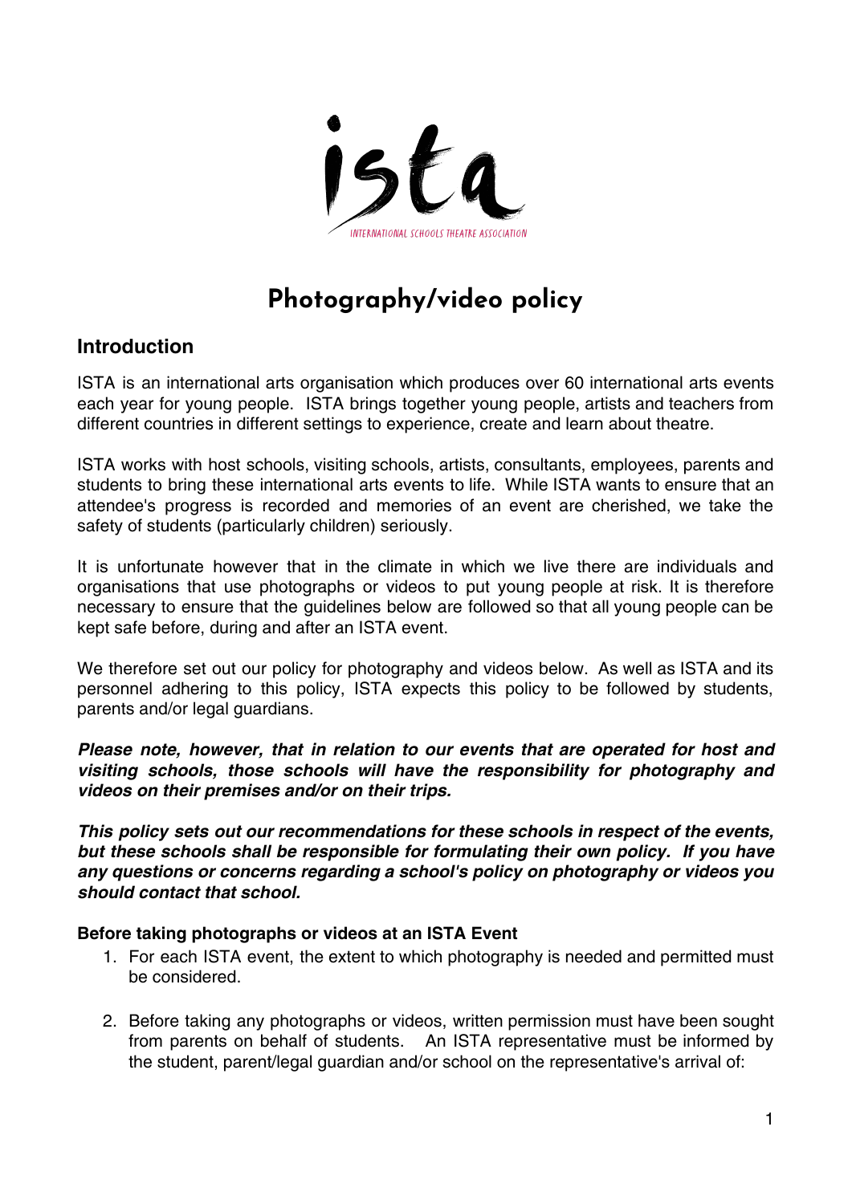ista

INTERNATIONAL SCHOOLS THEATRE ASSOCIATION

# Photography/video policy

## Introduction

ISTA is an international arts organisation which produces over 60 international arts events each year for young people. ISTA brings together young people, artists and teachers from different countries in different settings to experience, create and learn about theatre.

ISTA works with host schools, visiting schools, artists, consultants, employees, parents and students to bring these international arts events to life. While ISTA wants to ensure that an attendee's progress is recorded and memories of an event are cherished, we take the safety of students (particularly children) seriously.

It is unfortunate however that in the climate in which we live there are individuals and organisations that use photographs or videos to put young people at risk. It is therefore necessary to ensure that the guidelines below are followed so that all young people can be kept safe before, during and after an ISTA event.

We therefore set out our policy for photography and videos below. As well as ISTA and its personnel adhering to this policy, ISTA expects this policy to be followed by students, parents and/or legal guardians.

***Please note, however, that in relation to our events that are operated for host and visiting schools, those schools will have the responsibility for photography and videos on their premises and/or on their trips.***

***This policy sets out our recommendations for these schools in respect of the events, but these schools shall be responsible for formulating their own policy. If you have any questions or concerns regarding a school's policy on photography or videos you should contact that school.***

**Before taking photographs or videos at an ISTA Event**

1. For each ISTA event, the extent to which photography is needed and permitted must be considered.

2. Before taking any photographs or videos, written permission must have been sought from parents on behalf of students. An ISTA representative must be informed by the student, parent/legal guardian and/or school on the representative's arrival of: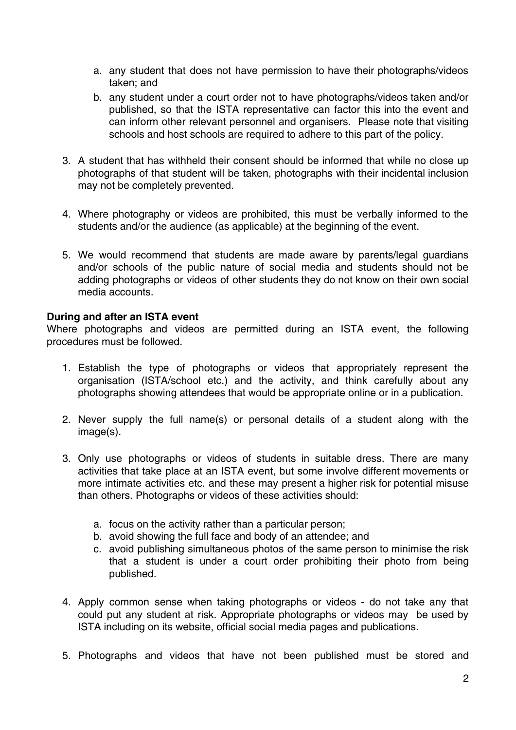a. any student that does not have permission to have their photographs/videos taken; and
   b. any student under a court order not to have photographs/videos taken and/or published, so that the ISTA representative can factor this into the event and can inform other relevant personnel and organisers. Please note that visiting schools and host schools are required to adhere to this part of the policy.

3. A student that has withheld their consent should be informed that while no close up photographs of that student will be taken, photographs with their incidental inclusion may not be completely prevented.

4. Where photography or videos are prohibited, this must be verbally informed to the students and/or the audience (as applicable) at the beginning of the event.

5. We would recommend that students are made aware by parents/legal guardians and/or schools of the public nature of social media and students should not be adding photographs or videos of other students they do not know on their own social media accounts.

**During and after an ISTA event**

Where photographs and videos are permitted during an ISTA event, the following procedures must be followed.

1. Establish the type of photographs or videos that appropriately represent the organisation (ISTA/school etc.) and the activity, and think carefully about any photographs showing attendees that would be appropriate online or in a publication.

2. Never supply the full name(s) or personal details of a student along with the image(s).

3. Only use photographs or videos of students in suitable dress. There are many activities that take place at an ISTA event, but some involve different movements or more intimate activities etc. and these may present a higher risk for potential misuse than others. Photographs or videos of these activities should:

   a. focus on the activity rather than a particular person;
   b. avoid showing the full face and body of an attendee; and
   c. avoid publishing simultaneous photos of the same person to minimise the risk that a student is under a court order prohibiting their photo from being published.

4. Apply common sense when taking photographs or videos - do not take any that could put any student at risk. Appropriate photographs or videos may be used by ISTA including on its website, official social media pages and publications.

5. Photographs and videos that have not been published must be stored and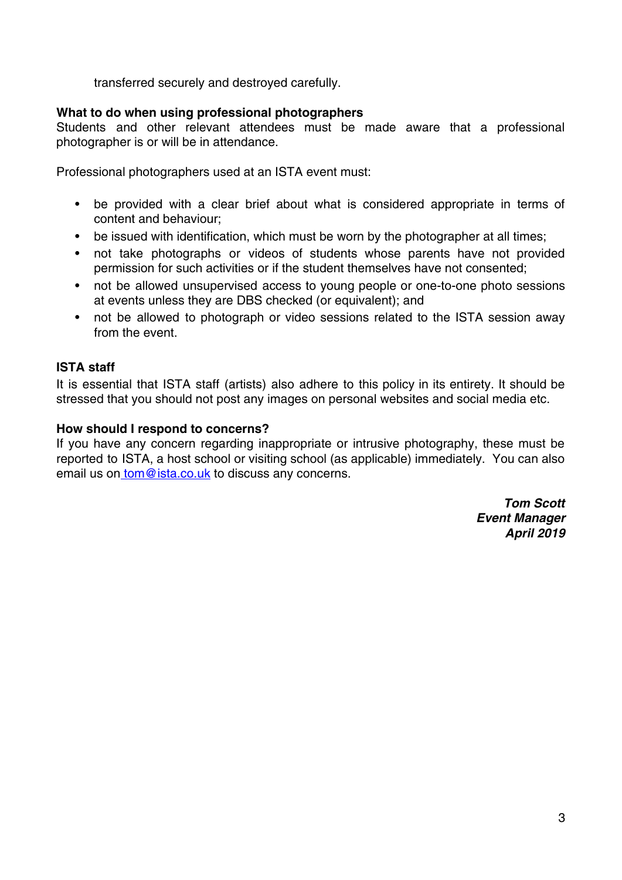transferred securely and destroyed carefully.

**What to do when using professional photographers**

Students and other relevant attendees must be made aware that a professional photographer is or will be in attendance.

Professional photographers used at an ISTA event must:

- be provided with a clear brief about what is considered appropriate in terms of content and behaviour;
- be issued with identification, which must be worn by the photographer at all times;
- not take photographs or videos of students whose parents have not provided permission for such activities or if the student themselves have not consented;
- not be allowed unsupervised access to young people or one-to-one photo sessions at events unless they are DBS checked (or equivalent); and
- not be allowed to photograph or video sessions related to the ISTA session away from the event.

**ISTA staff**

It is essential that ISTA staff (artists) also adhere to this policy in its entirety. It should be stressed that you should not post any images on personal websites and social media etc.

**How should I respond to concerns?**

If you have any concern regarding inappropriate or intrusive photography, these must be reported to ISTA, a host school or visiting school (as applicable) immediately. You can also email us on tom@ista.co.uk to discuss any concerns.

***Tom Scott***
***Event Manager***
***April 2019***